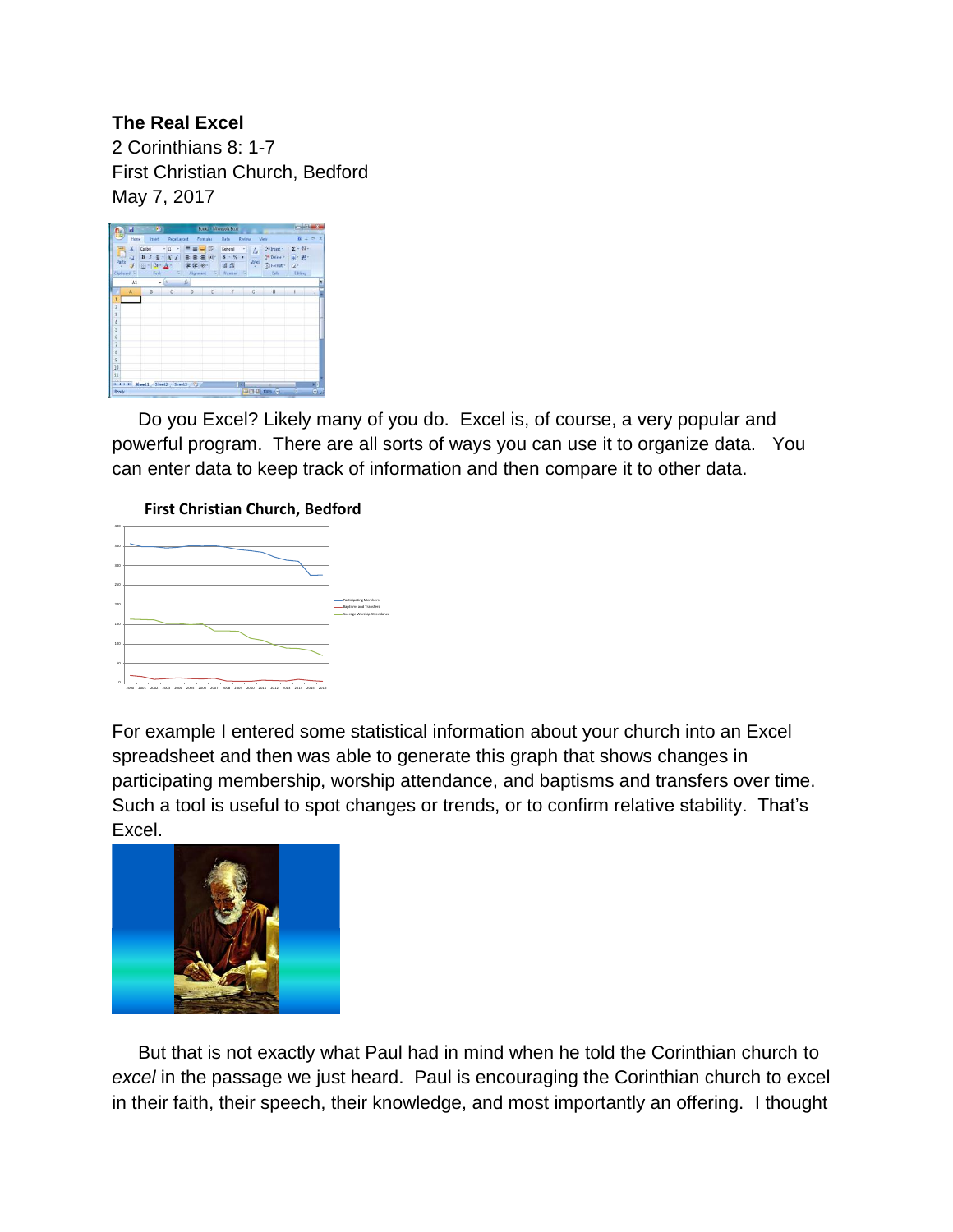**The Real Excel**
2 Corinthians 8: 1-7
First Christian Church, Bedford
May 7, 2017

Do you Excel? Likely many of you do. Excel is, of course, a very popular and powerful program. There are all sorts of ways you can use it to organize data. You can enter data to keep track of information and then compare it to other data.

For example I entered some statistical information about your church into an Excel spreadsheet and then was able to generate this graph that shows changes in participating membership, worship attendance, and baptisms and transfers over time. Such a tool is useful to spot changes or trends, or to confirm relative stability. That's Excel.

But that is not exactly what Paul had in mind when he told the Corinthian church to *excel* in the passage we just heard. Paul is encouraging the Corinthian church to excel in their faith, their speech, their knowledge, and most importantly an offering. I thought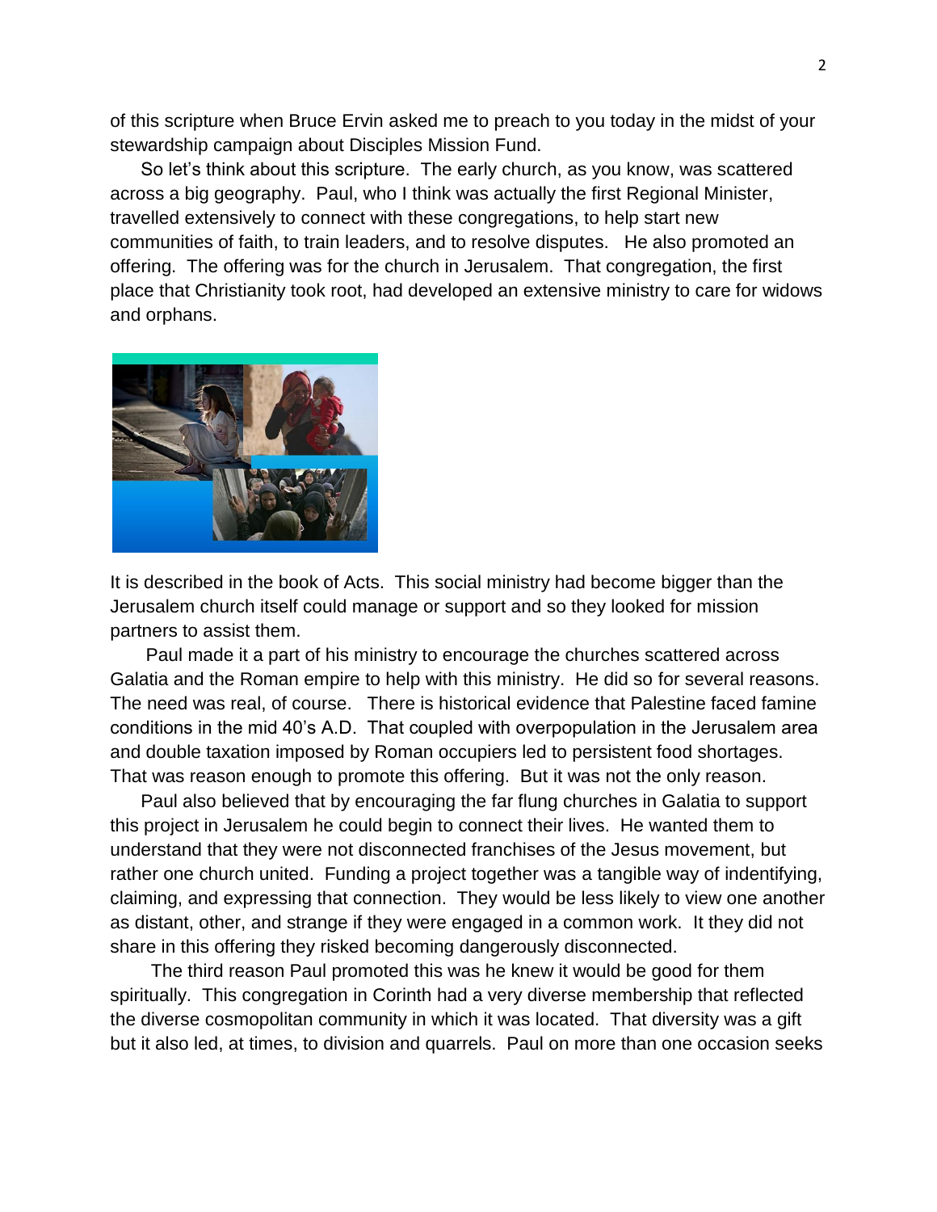of this scripture when Bruce Ervin asked me to preach to you today in the midst of your stewardship campaign about Disciples Mission Fund.

So let's think about this scripture. The early church, as you know, was scattered across a big geography. Paul, who I think was actually the first Regional Minister, travelled extensively to connect with these congregations, to help start new communities of faith, to train leaders, and to resolve disputes. He also promoted an offering. The offering was for the church in Jerusalem. That congregation, the first place that Christianity took root, had developed an extensive ministry to care for widows and orphans.

It is described in the book of Acts. This social ministry had become bigger than the Jerusalem church itself could manage or support and so they looked for mission partners to assist them.

Paul made it a part of his ministry to encourage the churches scattered across Galatia and the Roman empire to help with this ministry. He did so for several reasons. The need was real, of course. There is historical evidence that Palestine faced famine conditions in the mid 40's A.D. That coupled with overpopulation in the Jerusalem area and double taxation imposed by Roman occupiers led to persistent food shortages. That was reason enough to promote this offering. But it was not the only reason.

Paul also believed that by encouraging the far flung churches in Galatia to support this project in Jerusalem he could begin to connect their lives. He wanted them to understand that they were not disconnected franchises of the Jesus movement, but rather one church united. Funding a project together was a tangible way of indentifying, claiming, and expressing that connection. They would be less likely to view one another as distant, other, and strange if they were engaged in a common work. It they did not share in this offering they risked becoming dangerously disconnected.

The third reason Paul promoted this was he knew it would be good for them spiritually. This congregation in Corinth had a very diverse membership that reflected the diverse cosmopolitan community in which it was located. That diversity was a gift but it also led, at times, to division and quarrels. Paul on more than one occasion seeks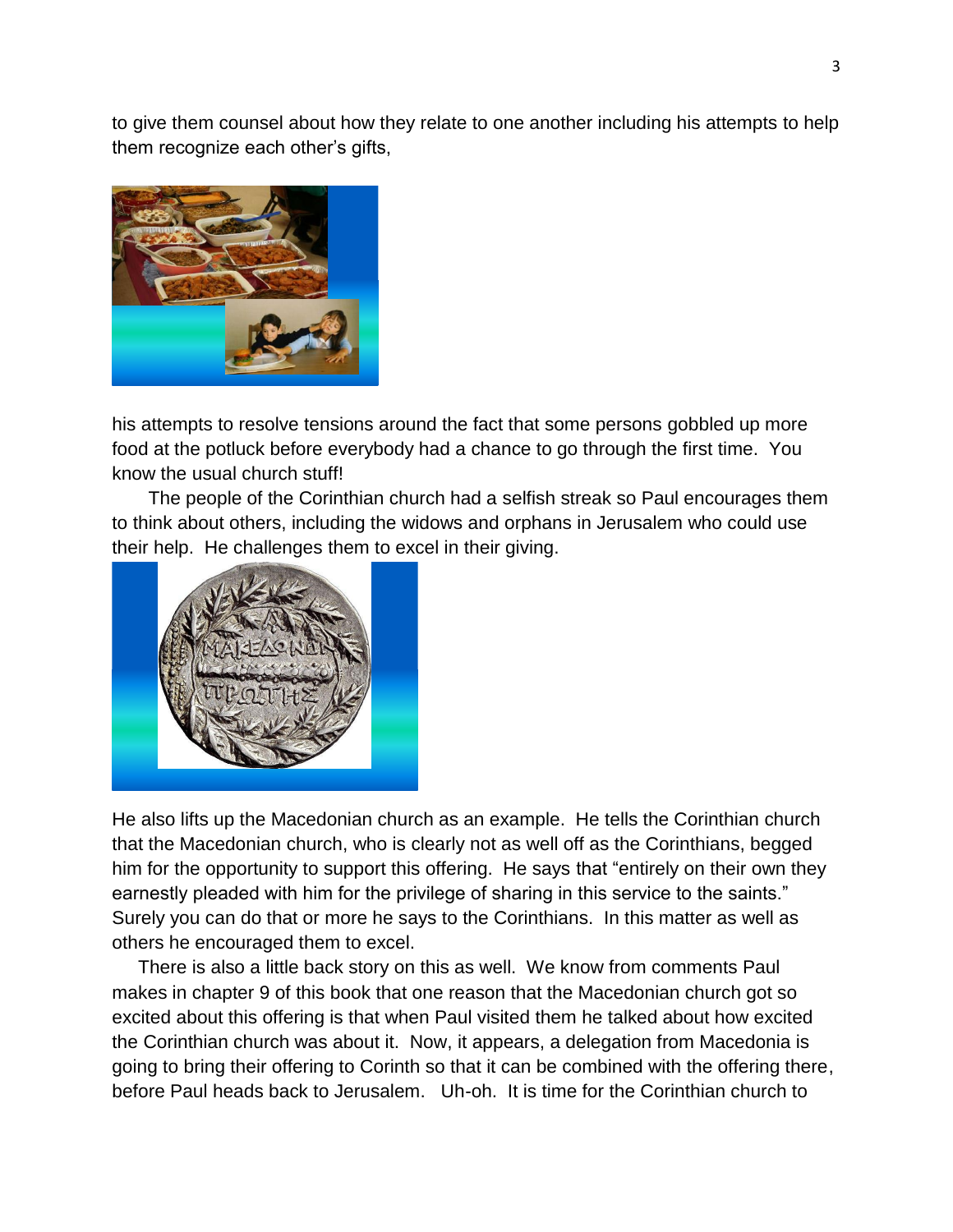to give them counsel about how they relate to one another including his attempts to help them recognize each other's gifts,

his attempts to resolve tensions around the fact that some persons gobbled up more food at the potluck before everybody had a chance to go through the first time. You know the usual church stuff!

The people of the Corinthian church had a selfish streak so Paul encourages them to think about others, including the widows and orphans in Jerusalem who could use their help. He challenges them to excel in their giving.

He also lifts up the Macedonian church as an example. He tells the Corinthian church that the Macedonian church, who is clearly not as well off as the Corinthians, begged him for the opportunity to support this offering. He says that "entirely on their own they earnestly pleaded with him for the privilege of sharing in this service to the saints." Surely you can do that or more he says to the Corinthians. In this matter as well as others he encouraged them to excel.

There is also a little back story on this as well. We know from comments Paul makes in chapter 9 of this book that one reason that the Macedonian church got so excited about this offering is that when Paul visited them he talked about how excited the Corinthian church was about it. Now, it appears, a delegation from Macedonia is going to bring their offering to Corinth so that it can be combined with the offering there, before Paul heads back to Jerusalem. Uh-oh. It is time for the Corinthian church to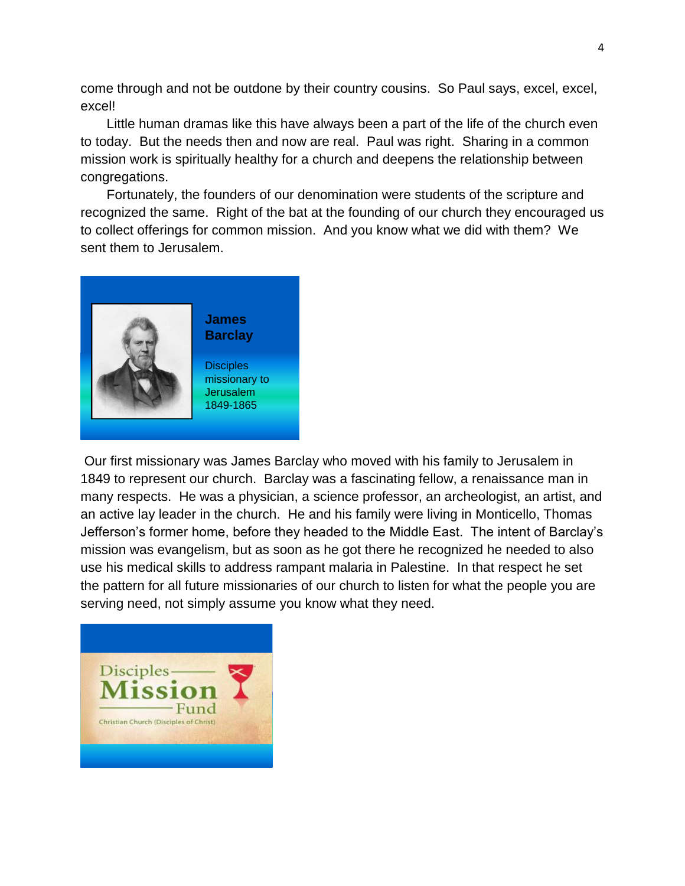come through and not be outdone by their country cousins. So Paul says, excel, excel, excel!

Little human dramas like this have always been a part of the life of the church even to today. But the needs then and now are real. Paul was right. Sharing in a common mission work is spiritually healthy for a church and deepens the relationship between congregations.

Fortunately, the founders of our denomination were students of the scripture and recognized the same. Right of the bat at the founding of our church they encouraged us to collect offerings for common mission. And you know what we did with them? We sent them to Jerusalem.

**James Barclay**

Disciples missionary to Jerusalem 1849-1865

Our first missionary was James Barclay who moved with his family to Jerusalem in 1849 to represent our church. Barclay was a fascinating fellow, a renaissance man in many respects. He was a physician, a science professor, an archeologist, an artist, and an active lay leader in the church. He and his family were living in Monticello, Thomas Jefferson's former home, before they headed to the Middle East. The intent of Barclay's mission was evangelism, but as soon as he got there he recognized he needed to also use his medical skills to address rampant malaria in Palestine. In that respect he set the pattern for all future missionaries of our church to listen for what the people you are serving need, not simply assume you know what they need.

Disciples Mission Fund

Christian Church (Disciples of Christ)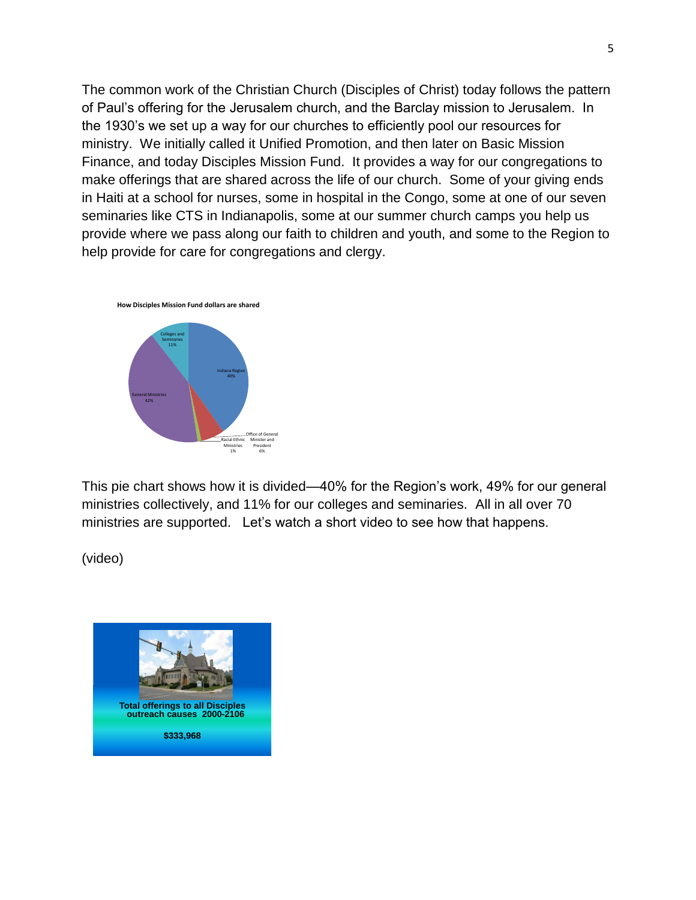The common work of the Christian Church (Disciples of Christ) today follows the pattern of Paul's offering for the Jerusalem church, and the Barclay mission to Jerusalem. In the 1930's we set up a way for our churches to efficiently pool our resources for ministry. We initially called it Unified Promotion, and then later on Basic Mission Finance, and today Disciples Mission Fund. It provides a way for our congregations to make offerings that are shared across the life of our church. Some of your giving ends in Haiti at a school for nurses, some in hospital in the Congo, some at one of our seven seminaries like CTS in Indianapolis, some at our summer church camps you help us provide where we pass along our faith to children and youth, and some to the Region to help provide for care for congregations and clergy.

**How Disciples Mission Fund dollars are shared**

- Indiana Region 40%
- Office of General Minister and President 6%
- Racial Ethnic Ministries 1%
- General Ministries 42%
- Colleges and Seminaries 11%

This pie chart shows how it is divided—40% for the Region's work, 49% for our general ministries collectively, and 11% for our colleges and seminaries. All in all over 70 ministries are supported. Let's watch a short video to see how that happens.

(video)

**Total offerings to all Disciples outreach causes 2000-2106**

**$333,968**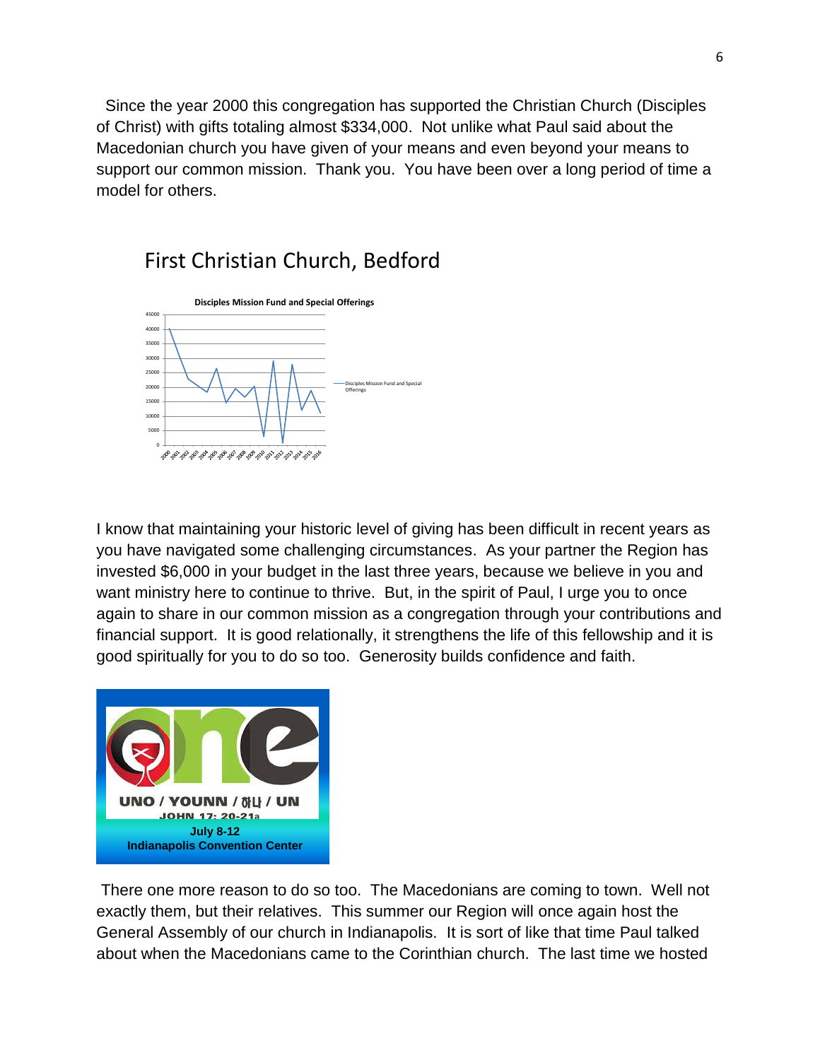Since the year 2000 this congregation has supported the Christian Church (Disciples of Christ) with gifts totaling almost \$334,000. Not unlike what Paul said about the Macedonian church you have given of your means and even beyond your means to support our common mission. Thank you. You have been over a long period of time a model for others.

## First Christian Church, Bedford

**Disciples Mission Fund and Special Offerings**

I know that maintaining your historic level of giving has been difficult in recent years as you have navigated some challenging circumstances. As your partner the Region has invested \$6,000 in your budget in the last three years, because we believe in you and want ministry here to continue to thrive. But, in the spirit of Paul, I urge you to once again to share in our common mission as a congregation through your contributions and financial support. It is good relationally, it strengthens the life of this fellowship and it is good spiritually for you to do so too. Generosity builds confidence and faith.

UNO / YOUNN / 하나 / UN
JOHN 17: 20-21a
July 8-12
Indianapolis Convention Center

There one more reason to do so too. The Macedonians are coming to town. Well not exactly them, but their relatives. This summer our Region will once again host the General Assembly of our church in Indianapolis. It is sort of like that time Paul talked about when the Macedonians came to the Corinthian church. The last time we hosted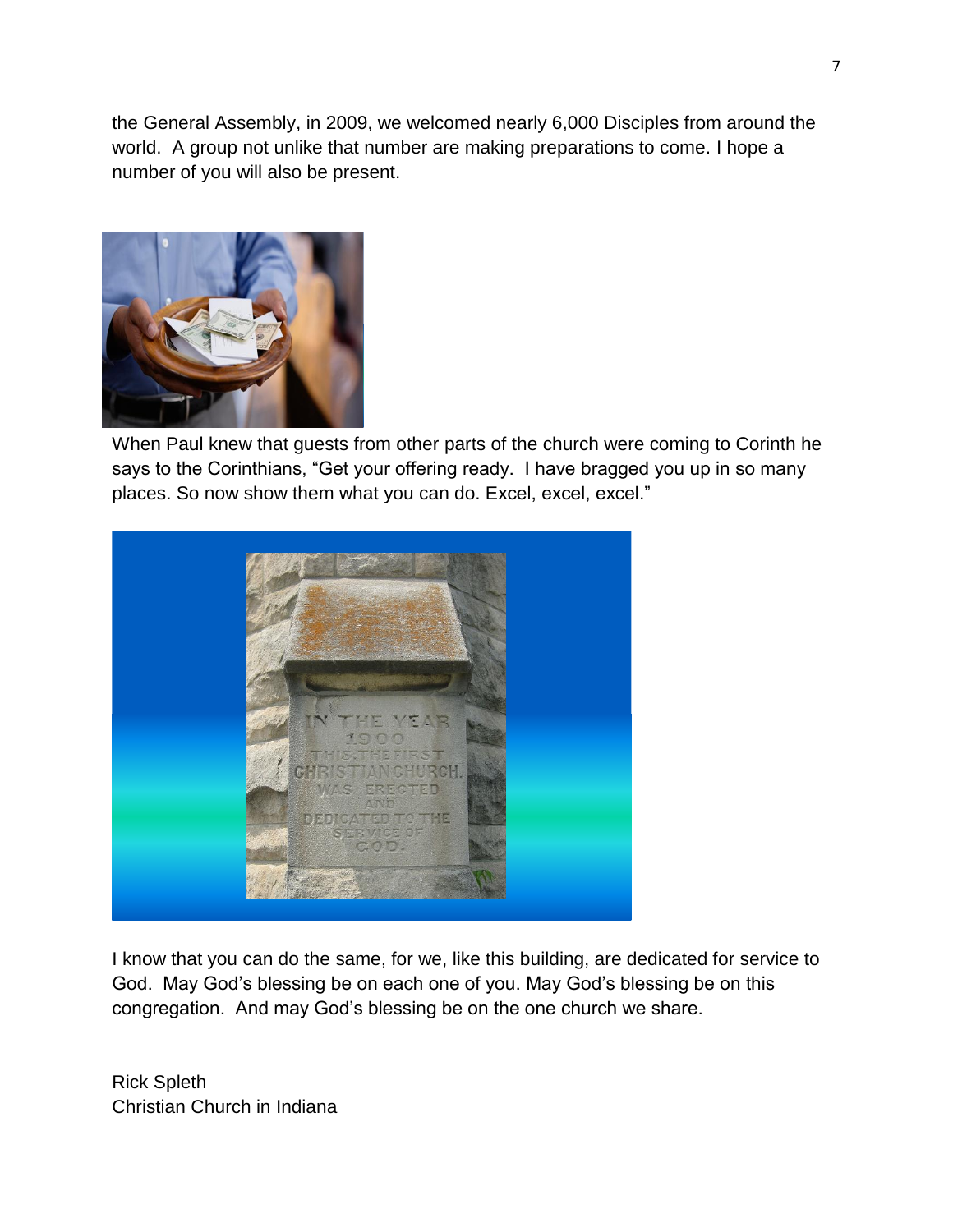the General Assembly, in 2009, we welcomed nearly 6,000 Disciples from around the world. A group not unlike that number are making preparations to come. I hope a number of you will also be present.

When Paul knew that guests from other parts of the church were coming to Corinth he says to the Corinthians, "Get your offering ready. I have bragged you up in so many places. So now show them what you can do. Excel, excel, excel."

I know that you can do the same, for we, like this building, are dedicated for service to God. May God's blessing be on each one of you. May God's blessing be on this congregation. And may God's blessing be on the one church we share.

Rick Spleth  
Christian Church in Indiana